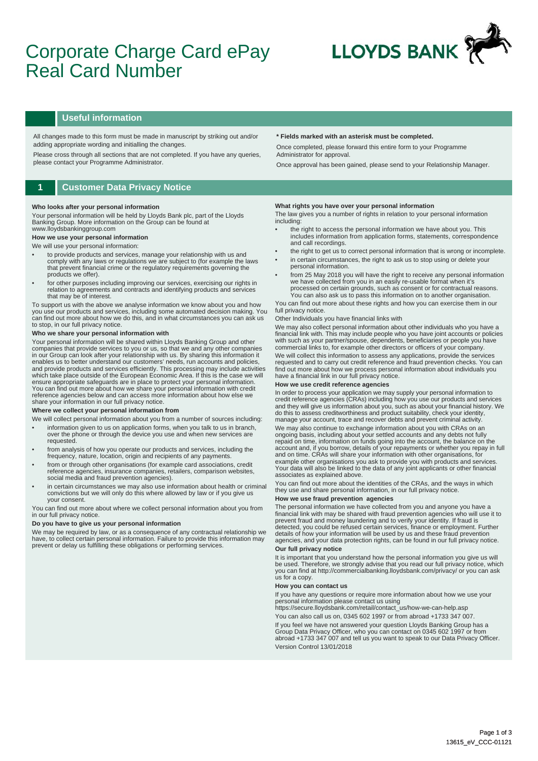# Corporate Charge Card ePay Real Card Number

LLOYDS BANK

## Useful information

All changes made to this form must be made in manuscript by striking out and/or adding appropriate wording and initialling the changes.

Please cross through all sections that are not completed. If you have any queries, please contact your Programme Administrator.

**\* Fields marked with an asterisk must be completed.**

Once completed, please forward this entire form to your Programme Administrator for approval.

Once approval has been gained, please send to your Relationship Manager.

## 1 Customer Data Privacy Notice

**Who looks after your personal information**

Your personal information will be held by Lloyds Bank plc, part of the Lloyds Banking Group. More information on the Group can be found at www.lloydsbankinggroup.com

**How we use your personal information**

We will use your personal information:

- to provide products and services, manage your relationship with us and comply with any laws or regulations we are subject to (for example the laws that prevent financial crime or the regulatory requirements governing the products we offer).
- for other purposes including improving our services, exercising our rights in relation to agreements and contracts and identifying products and services that may be of interest.

To support us with the above we analyse information we know about you and how you use our products and services, including some automated decision making. You can find out more about how we do this, and in what circumstances you can ask us to stop, in our full privacy notice.

**Who we share your personal information with**

Your personal information will be shared within Lloyds Banking Group and other companies that provide services to you or us, so that we and any other companies in our Group can look after your relationship with us. By sharing this information it enables us to better understand our customers' needs, run accounts and policies, and provide products and services efficiently. This processing may include activities which take place outside of the European Economic Area. If this is the case we will ensure appropriate safeguards are in place to protect your personal information. You can find out more about how we share your personal information with credit reference agencies below and can access more information about how else we share your information in our full privacy notice.

**Where we collect your personal information from**

We will collect personal information about you from a number of sources including:

- information given to us on application forms, when you talk to us in branch, over the phone or through the device you use and when new services are requested.
- from analysis of how you operate our products and services, including the frequency, nature, location, origin and recipients of any payments.
- from or through other organisations (for example card associations, credit reference agencies, insurance companies, retailers, comparison websites, social media and fraud prevention agencies).
- in certain circumstances we may also use information about health or criminal convictions but we will only do this where allowed by law or if you give us your consent.

You can find out more about where we collect personal information about you from in our full privacy notice.

**Do you have to give us your personal information**

We may be required by law, or as a consequence of any contractual relationship we have, to collect certain personal information. Failure to provide this information may prevent or delay us fulfilling these obligations or performing services.

**What rights you have over your personal information**

The law gives you a number of rights in relation to your personal information including:

- the right to access the personal information we have about you. This includes information from application forms, statements, correspondence and call recordings.
- the right to get us to correct personal information that is wrong or incomplete.
- in certain circumstances, the right to ask us to stop using or delete your personal information.
- from 25 May 2018 you will have the right to receive any personal information we have collected from you in an easily re-usable format when it's processed on certain grounds, such as consent or for contractual reasons. You can also ask us to pass this information on to another organisation.

You can find out more about these rights and how you can exercise them in our full privacy notice.

Other Individuals you have financial links with

We may also collect personal information about other individuals who you have a financial link with. This may include people who you have joint accounts or policies with such as your partner/spouse, dependents, beneficiaries or people you have commercial links to, for example other directors or officers of your company.

We will collect this information to assess any applications, provide the services requested and to carry out credit reference and fraud prevention checks. You can find out more about how we process personal information about individuals you have a financial link in our full privacy notice.

**How we use credit reference agencies**

In order to process your application we may supply your personal information to credit reference agencies (CRAs) including how you use our products and services and they will give us information about you, such as about your financial history. We do this to assess creditworthiness and product suitability, check your identity, manage your account, trace and recover debts and prevent criminal activity.

We may also continue to exchange information about you with CRAs on an ongoing basis, including about your settled accounts and any debts not fully repaid on time, information on funds going into the account, the balance on the account and, if you borrow, details of your repayments or whether you repay in full and on time. CRAs will share your information with other organisations, for example other organisations you ask to provide you with products and services. Your data will also be linked to the data of any joint applicants or other financial associates as explained above.

You can find out more about the identities of the CRAs, and the ways in which they use and share personal information, in our full privacy notice.

**How we use fraud prevention agencies**

The personal information we have collected from you and anyone you have a financial link with may be shared with fraud prevention agencies who will use it to prevent fraud and money laundering and to verify your identity. If fraud is detected, you could be refused certain services, finance or employment. Further details of how your information will be used by us and these fraud prevention agencies, and your data protection rights, can be found in our full privacy notice.

**Our full privacy notice**

It is important that you understand how the personal information you give us will be used. Therefore, we strongly advise that you read our full privacy notice, which you can find at http://commercialbanking.lloydsbank.com/privacy/ or you can ask us for a copy.

**How you can contact us**

If you have any questions or require more information about how we use your personal information please contact us using https://secure.lloydsbank.com/retail/contact_us/how-we-can-help.asp

You can also call us on, 0345 602 1997 or from abroad +1733 347 007.

If you feel we have not answered your question Lloyds Banking Group has a Group Data Privacy Officer, who you can contact on 0345 602 1997 or from abroad +1733 347 007 and tell us you want to speak to our Data Privacy Officer.

Version Control 13/01/2018

13615_eV_CCC-01121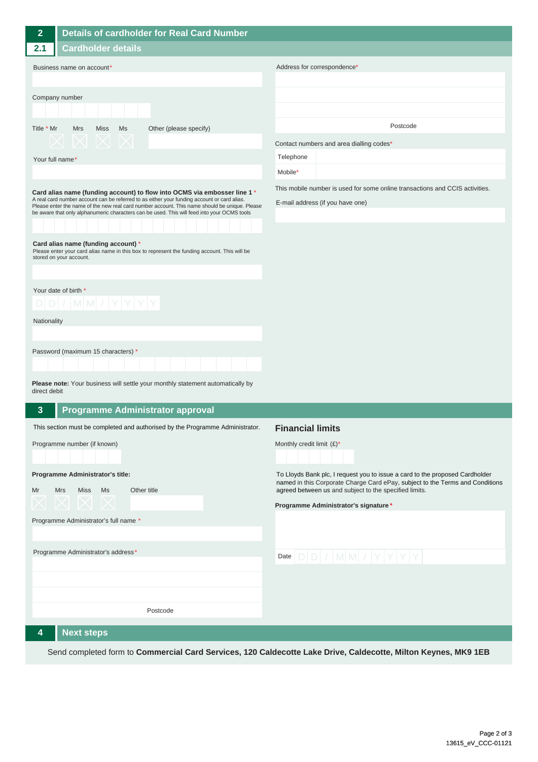## 2 Details of cardholder for Real Card Number

### 2.1 Cardholder details

Business name on account*

Company number

Title * Mr ☐ Mrs ☐ Miss ☐ Ms ☐ Other (please specify)

Your full name*

**Card alias name (funding account) to flow into OCMS via embosser line 1** *
A real card number account can be referred to as either your funding account or card alias. Please enter the name of the new real card number account. This name should be unique. Please be aware that only alphanumeric characters can be used. This will feed into your OCMS tools

**Card alias name (funding account)** *
Please enter your card alias name in this box to represent the funding account. This will be stored on your account.

Your date of birth * D D / M M / Y Y Y Y

Nationality

Password (maximum 15 characters) *

**Please note:** Your business will settle your monthly statement automatically by direct debit

Address for correspondence*

Postcode

Contact numbers and area dialling codes*

| Telephone | |
|---|---|
| Mobile* | |

This mobile number is used for some online transactions and CCIS activities.

E-mail address (if you have one)

## 3 Programme Administrator approval

This section must be completed and authorised by the Programme Administrator.

Programme number (if known)

**Programme Administrator's title:**

Mr ☐ Mrs ☐ Miss ☐ Ms ☐ Other title

Programme Administrator's full name *

Programme Administrator's address*

Postcode

### Financial limits

Monthly credit limit (£)*

To Lloyds Bank plc, I request you to issue a card to the proposed Cardholder named in this Corporate Charge Card ePay, subject to the Terms and Conditions agreed between us and subject to the specified limits.

**Programme Administrator's signature***

Date D D / M M / Y Y Y Y

## 4 Next steps

Send completed form to **Commercial Card Services, 120 Caldecotte Lake Drive, Caldecotte, Milton Keynes, MK9 1EB**

13615_eV_CCC-01121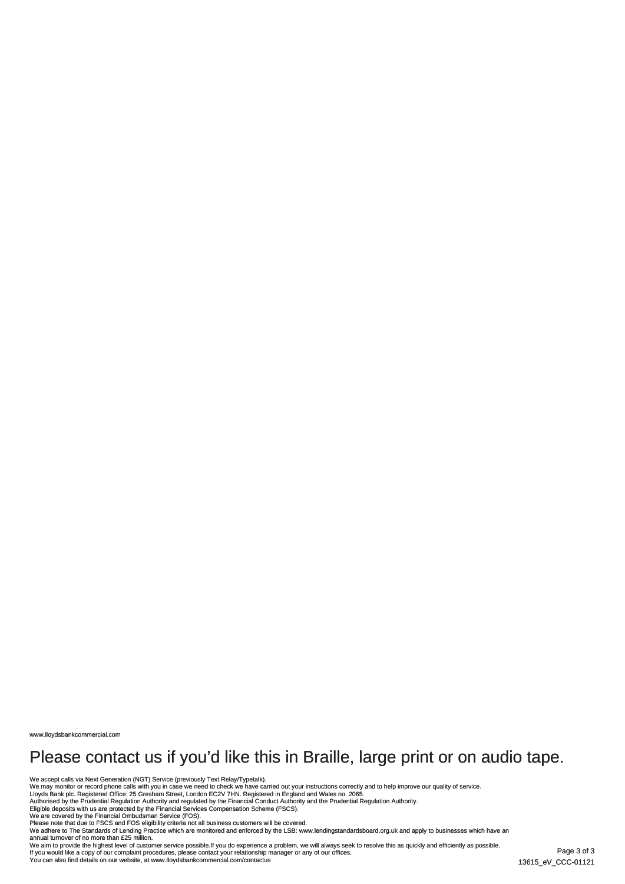www.lloydsbankcommercial.com

# Please contact us if you'd like this in Braille, large print or on audio tape.

We accept calls via Next Generation (NGT) Service (previously Text Relay/Typetalk).
We may monitor or record phone calls with you in case we need to check we have carried out your instructions correctly and to help improve our quality of service.
Lloyds Bank plc. Registered Office: 25 Gresham Street, London EC2V 7HN. Registered in England and Wales no. 2065.
Authorised by the Prudential Regulation Authority and regulated by the Financial Conduct Authority and the Prudential Regulation Authority.
Eligible deposits with us are protected by the Financial Services Compensation Scheme (FSCS).
We are covered by the Financial Ombudsman Service (FOS).
Please note that due to FSCS and FOS eligibility criteria not all business customers will be covered.
We adhere to The Standards of Lending Practice which are monitored and enforced by the LSB: www.lendingstandardsboard.org.uk and apply to businesses which have an annual turnover of no more than £25 million.
We aim to provide the highest level of customer service possible.If you do experience a problem, we will always seek to resolve this as quickly and efficiently as possible.
If you would like a copy of our complaint procedures, please contact your relationship manager or any of our offices.
You can also find details on our website, at www.lloydsbankcommercial.com/contactus

13615_eV_CCC-01121